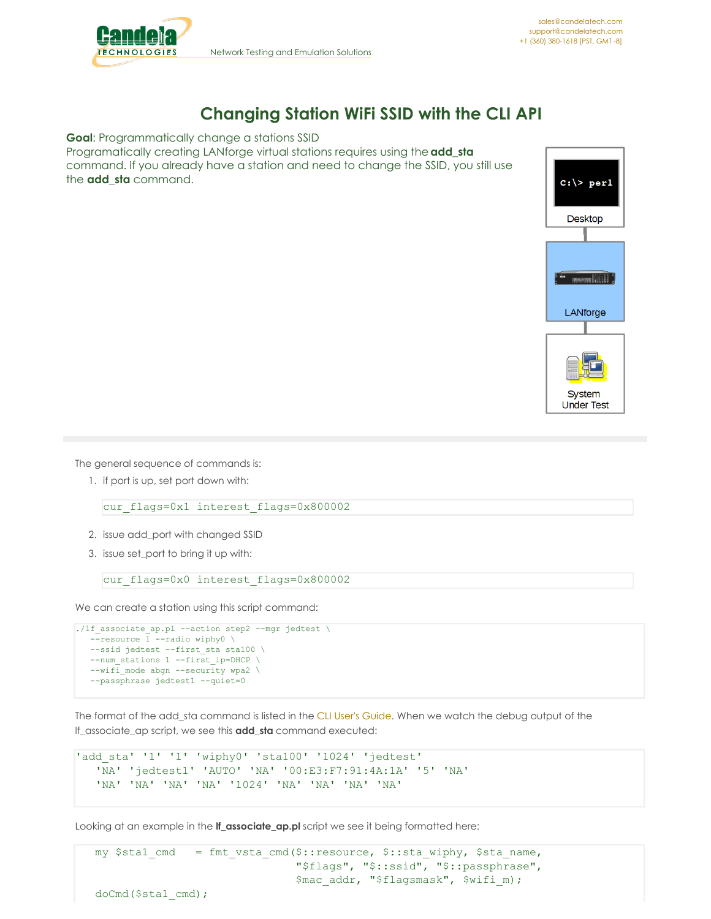# Changing Station WiFi SSID with the CLI API

**Goal**: Programmatically change a stations SSID

Programatically creating LANforge virtual stations requires using the **add_sta** command. If you already have a station and need to change the SSID, you still use the **add_sta** command.

The general sequence of commands is:

1. if port is up, set port down with:

```
cur_flags=0x1 interest_flags=0x800002
```

2. issue add_port with changed SSID
3. issue set_port to bring it up with:

```
cur_flags=0x0 interest_flags=0x800002
```

We can create a station using this script command:

```
./lf_associate_ap.pl --action step2 --mgr jedtest \
   --resource 1 --radio wiphy0 \
   --ssid jedtest --first_sta sta100 \
   --num_stations 1 --first_ip=DHCP \
   --wifi_mode abgn --security wpa2 \
   --passphrase jedtest1 --quiet=0
```

The format of the add_sta command is listed in the CLI User's Guide. When we watch the debug output of the lf_associate_ap script, we see this **add_sta** command executed:

```
'add_sta' '1' '1' 'wiphy0' 'sta100' '1024' 'jedtest'
    'NA' 'jedtest1' 'AUTO' 'NA' '00:E3:F7:91:4A:1A' '5' 'NA'
    'NA' 'NA' 'NA' 'NA' '1024' 'NA' 'NA' 'NA' 'NA'
```

Looking at an example in the **lf_associate_ap.pl** script we see it being formatted here:

```
    my $sta1_cmd   = fmt_vsta_cmd($::resource, $::sta_wiphy, $sta_name,
                                  "$flags", "$::ssid", "$::passphrase",
                                  $mac_addr, "$flagsmask", $wifi_m);
    doCmd($sta1_cmd);
```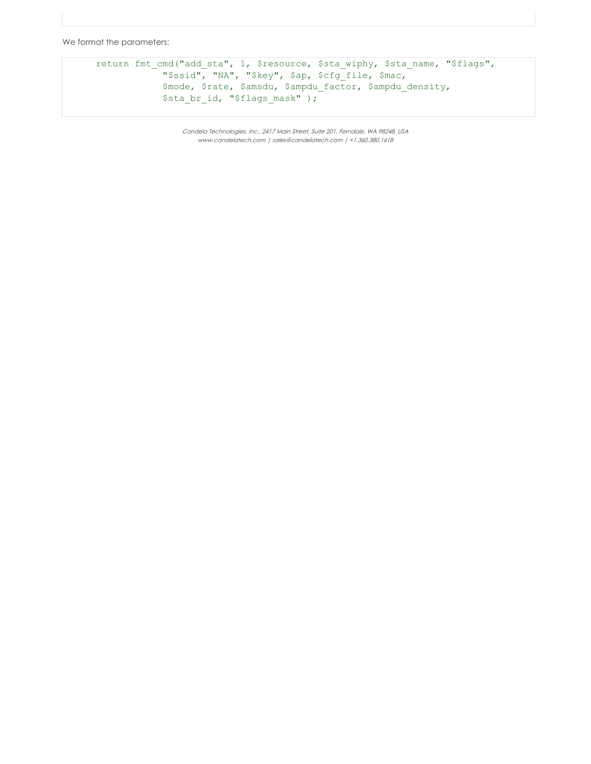We format the parameters:

```
    return fmt_cmd("add_sta", 1, $resource, $sta_wiphy, $sta_name, "$flags",
            "$ssid", "NA", "$key", $ap, $cfg_file, $mac,
            $mode, $rate, $amsdu, $ampdu_factor, $ampdu_density,
            $sta_br_id, "$flags_mask" );
```